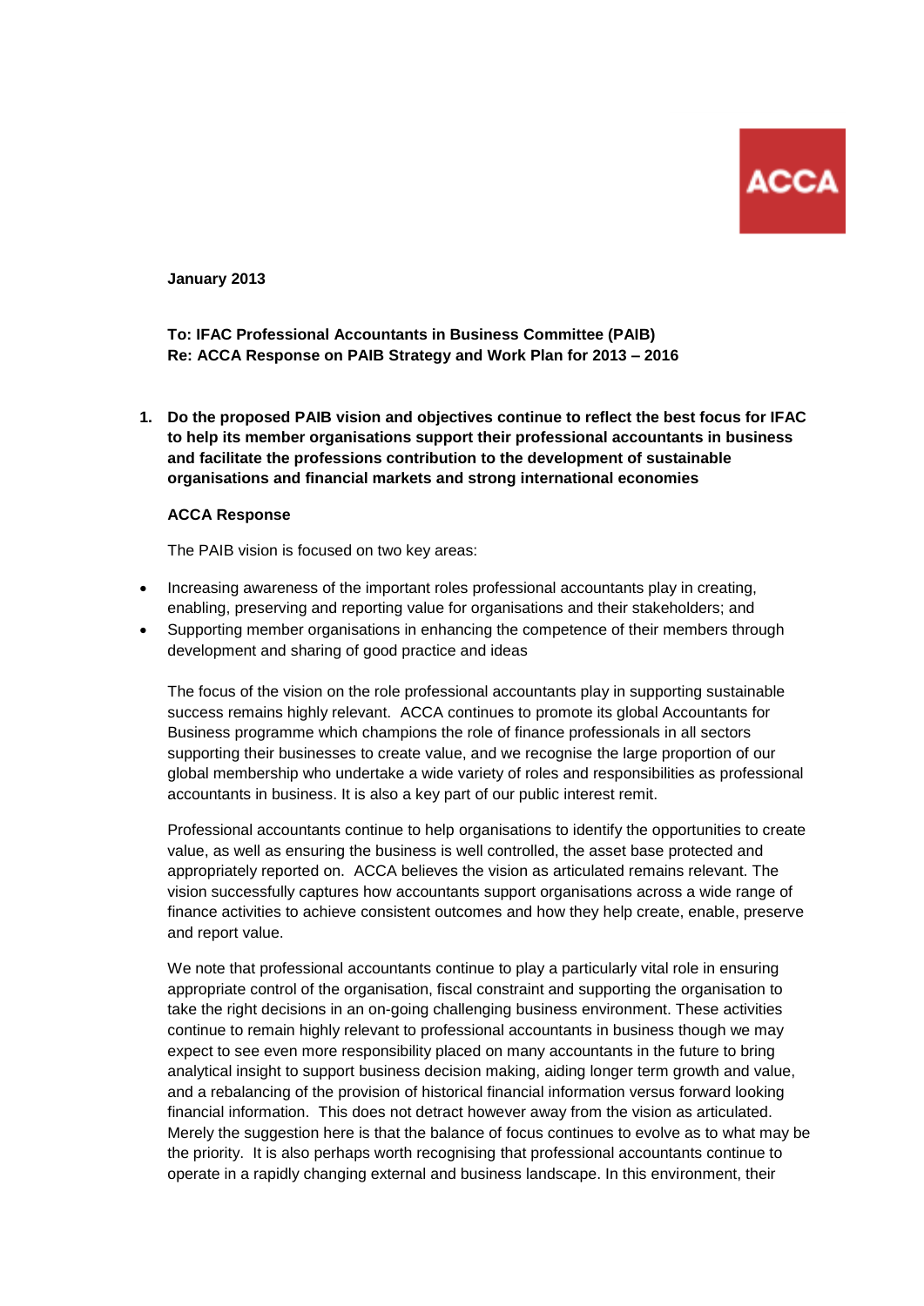ACCA

**January 2013**

**To: IFAC Professional Accountants in Business Committee (PAIB)**
**Re: ACCA Response on PAIB Strategy and Work Plan for 2013 – 2016**

1. **Do the proposed PAIB vision and objectives continue to reflect the best focus for IFAC to help its member organisations support their professional accountants in business and facilitate the professions contribution to the development of sustainable organisations and financial markets and strong international economies**

**ACCA Response**

The PAIB vision is focused on two key areas:

- Increasing awareness of the important roles professional accountants play in creating, enabling, preserving and reporting value for organisations and their stakeholders; and
- Supporting member organisations in enhancing the competence of their members through development and sharing of good practice and ideas

The focus of the vision on the role professional accountants play in supporting sustainable success remains highly relevant. ACCA continues to promote its global Accountants for Business programme which champions the role of finance professionals in all sectors supporting their businesses to create value, and we recognise the large proportion of our global membership who undertake a wide variety of roles and responsibilities as professional accountants in business. It is also a key part of our public interest remit.

Professional accountants continue to help organisations to identify the opportunities to create value, as well as ensuring the business is well controlled, the asset base protected and appropriately reported on. ACCA believes the vision as articulated remains relevant. The vision successfully captures how accountants support organisations across a wide range of finance activities to achieve consistent outcomes and how they help create, enable, preserve and report value.

We note that professional accountants continue to play a particularly vital role in ensuring appropriate control of the organisation, fiscal constraint and supporting the organisation to take the right decisions in an on-going challenging business environment. These activities continue to remain highly relevant to professional accountants in business though we may expect to see even more responsibility placed on many accountants in the future to bring analytical insight to support business decision making, aiding longer term growth and value, and a rebalancing of the provision of historical financial information versus forward looking financial information. This does not detract however away from the vision as articulated. Merely the suggestion here is that the balance of focus continues to evolve as to what may be the priority. It is also perhaps worth recognising that professional accountants continue to operate in a rapidly changing external and business landscape. In this environment, their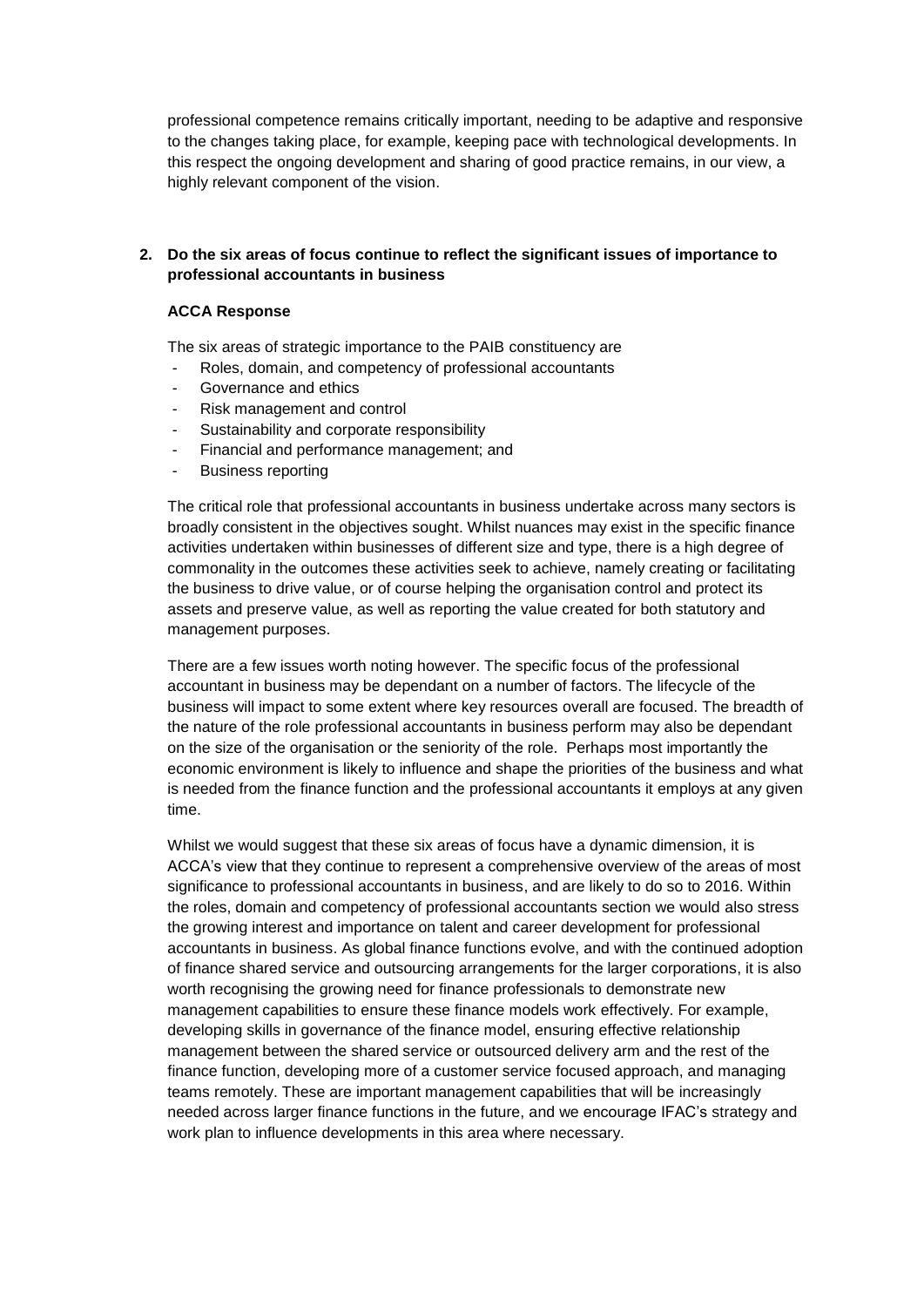professional competence remains critically important, needing to be adaptive and responsive to the changes taking place, for example, keeping pace with technological developments. In this respect the ongoing development and sharing of good practice remains, in our view, a highly relevant component of the vision.

**2. Do the six areas of focus continue to reflect the significant issues of importance to professional accountants in business**

**ACCA Response**

The six areas of strategic importance to the PAIB constituency are

- Roles, domain, and competency of professional accountants
- Governance and ethics
- Risk management and control
- Sustainability and corporate responsibility
- Financial and performance management; and
- Business reporting

The critical role that professional accountants in business undertake across many sectors is broadly consistent in the objectives sought. Whilst nuances may exist in the specific finance activities undertaken within businesses of different size and type, there is a high degree of commonality in the outcomes these activities seek to achieve, namely creating or facilitating the business to drive value, or of course helping the organisation control and protect its assets and preserve value, as well as reporting the value created for both statutory and management purposes.

There are a few issues worth noting however. The specific focus of the professional accountant in business may be dependant on a number of factors. The lifecycle of the business will impact to some extent where key resources overall are focused. The breadth of the nature of the role professional accountants in business perform may also be dependant on the size of the organisation or the seniority of the role. Perhaps most importantly the economic environment is likely to influence and shape the priorities of the business and what is needed from the finance function and the professional accountants it employs at any given time.

Whilst we would suggest that these six areas of focus have a dynamic dimension, it is ACCA's view that they continue to represent a comprehensive overview of the areas of most significance to professional accountants in business, and are likely to do so to 2016. Within the roles, domain and competency of professional accountants section we would also stress the growing interest and importance on talent and career development for professional accountants in business. As global finance functions evolve, and with the continued adoption of finance shared service and outsourcing arrangements for the larger corporations, it is also worth recognising the growing need for finance professionals to demonstrate new management capabilities to ensure these finance models work effectively. For example, developing skills in governance of the finance model, ensuring effective relationship management between the shared service or outsourced delivery arm and the rest of the finance function, developing more of a customer service focused approach, and managing teams remotely. These are important management capabilities that will be increasingly needed across larger finance functions in the future, and we encourage IFAC's strategy and work plan to influence developments in this area where necessary.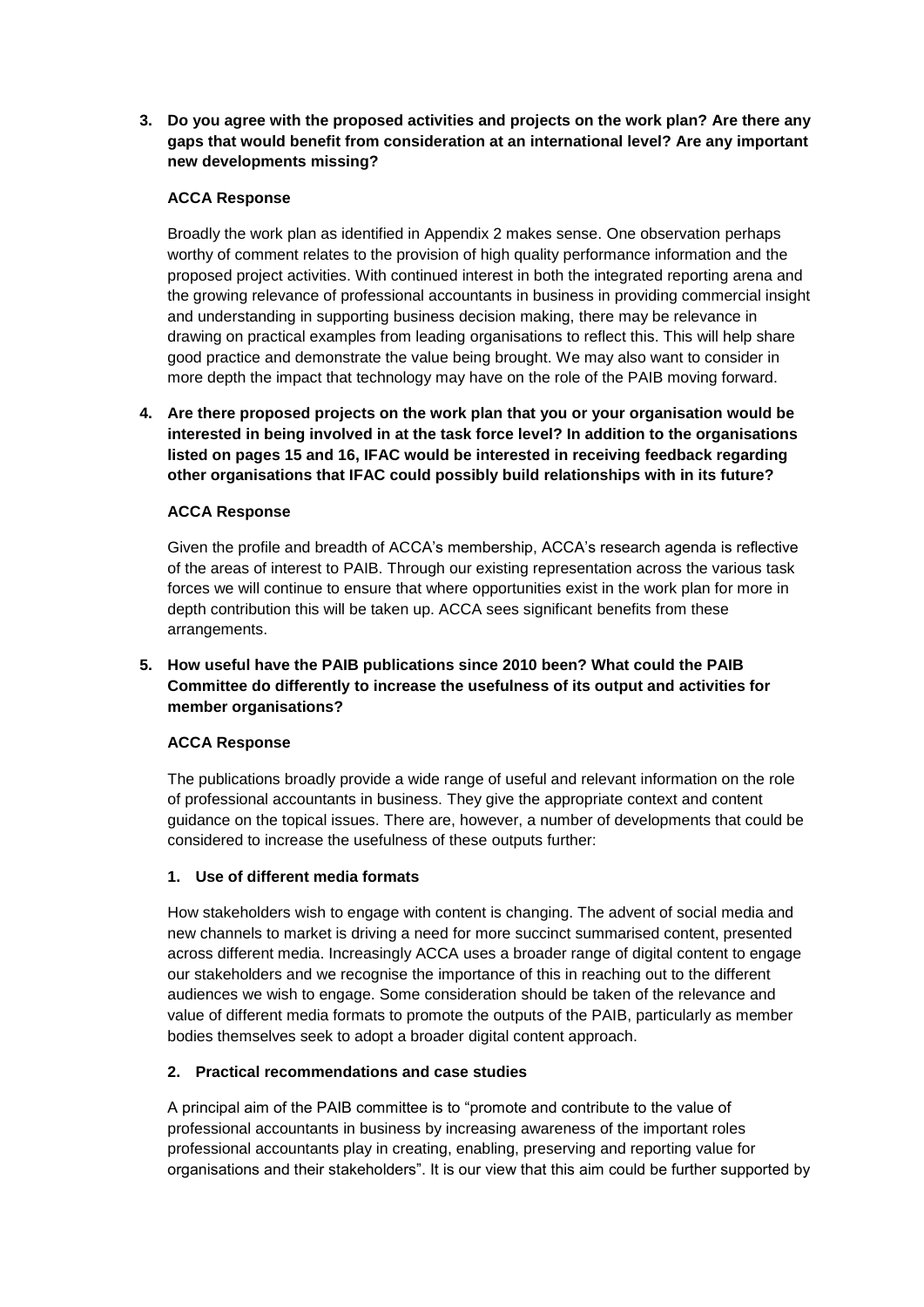**3. Do you agree with the proposed activities and projects on the work plan? Are there any gaps that would benefit from consideration at an international level? Are any important new developments missing?**

**ACCA Response**

Broadly the work plan as identified in Appendix 2 makes sense. One observation perhaps worthy of comment relates to the provision of high quality performance information and the proposed project activities. With continued interest in both the integrated reporting arena and the growing relevance of professional accountants in business in providing commercial insight and understanding in supporting business decision making, there may be relevance in drawing on practical examples from leading organisations to reflect this. This will help share good practice and demonstrate the value being brought. We may also want to consider in more depth the impact that technology may have on the role of the PAIB moving forward.

**4. Are there proposed projects on the work plan that you or your organisation would be interested in being involved in at the task force level? In addition to the organisations listed on pages 15 and 16, IFAC would be interested in receiving feedback regarding other organisations that IFAC could possibly build relationships with in its future?**

**ACCA Response**

Given the profile and breadth of ACCA's membership, ACCA's research agenda is reflective of the areas of interest to PAIB. Through our existing representation across the various task forces we will continue to ensure that where opportunities exist in the work plan for more in depth contribution this will be taken up. ACCA sees significant benefits from these arrangements.

**5. How useful have the PAIB publications since 2010 been? What could the PAIB Committee do differently to increase the usefulness of its output and activities for member organisations?**

**ACCA Response**

The publications broadly provide a wide range of useful and relevant information on the role of professional accountants in business. They give the appropriate context and content guidance on the topical issues. There are, however, a number of developments that could be considered to increase the usefulness of these outputs further:

**1. Use of different media formats**

How stakeholders wish to engage with content is changing. The advent of social media and new channels to market is driving a need for more succinct summarised content, presented across different media. Increasingly ACCA uses a broader range of digital content to engage our stakeholders and we recognise the importance of this in reaching out to the different audiences we wish to engage. Some consideration should be taken of the relevance and value of different media formats to promote the outputs of the PAIB, particularly as member bodies themselves seek to adopt a broader digital content approach.

**2. Practical recommendations and case studies**

A principal aim of the PAIB committee is to "promote and contribute to the value of professional accountants in business by increasing awareness of the important roles professional accountants play in creating, enabling, preserving and reporting value for organisations and their stakeholders". It is our view that this aim could be further supported by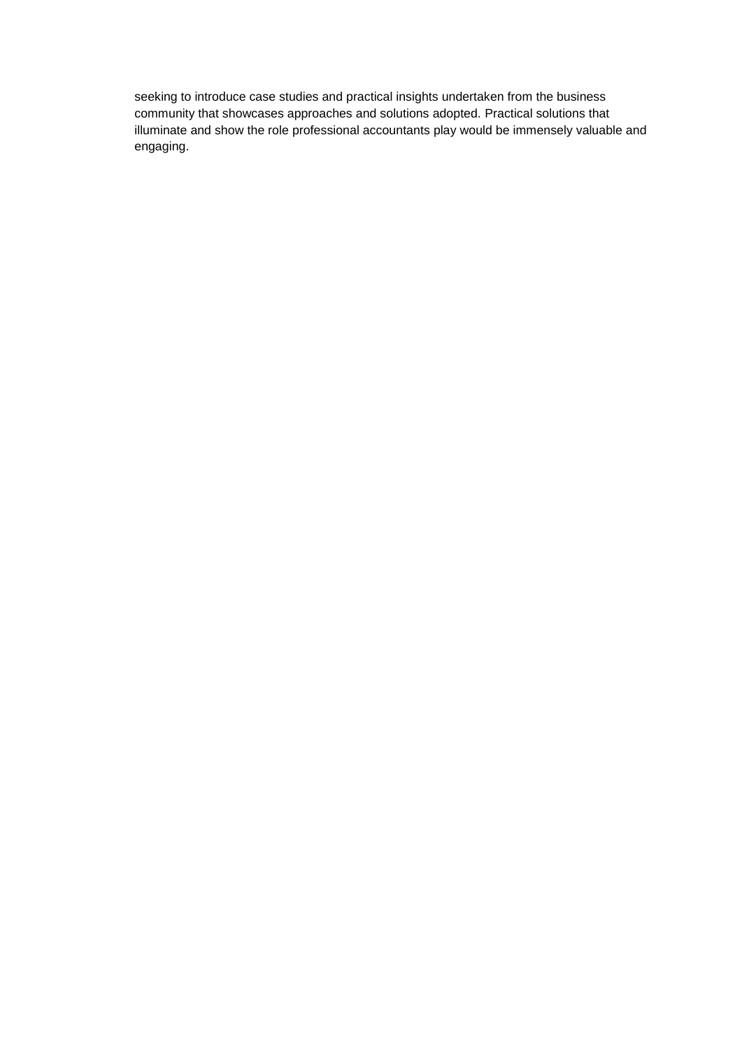seeking to introduce case studies and practical insights undertaken from the business community that showcases approaches and solutions adopted. Practical solutions that illuminate and show the role professional accountants play would be immensely valuable and engaging.